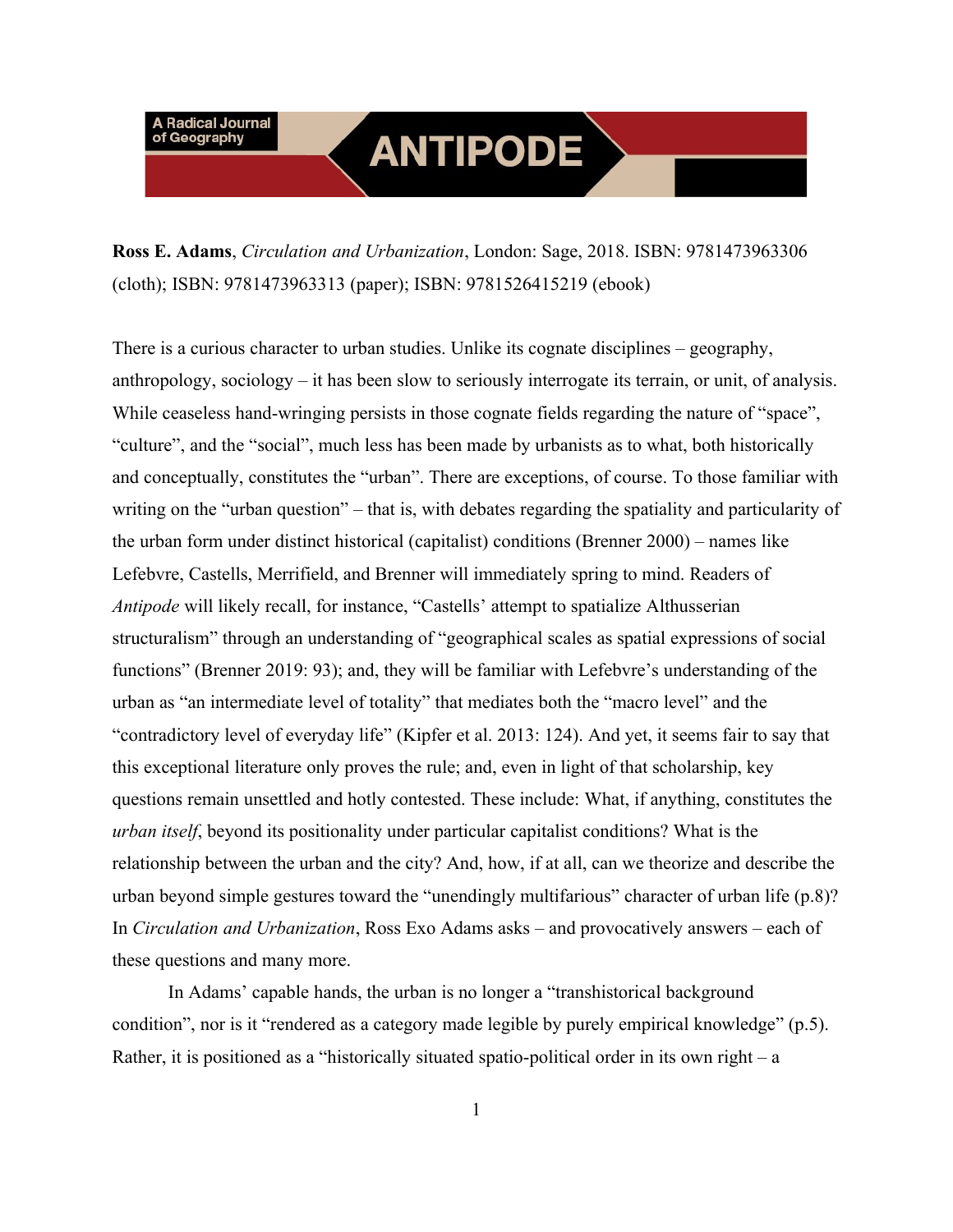A Radical Journal of Geography

ANTIPODE

**Ross E. Adams**, *Circulation and Urbanization*, London: Sage, 2018. ISBN: 9781473963306 (cloth); ISBN: 9781473963313 (paper); ISBN: 9781526415219 (ebook)

There is a curious character to urban studies. Unlike its cognate disciplines – geography, anthropology, sociology – it has been slow to seriously interrogate its terrain, or unit, of analysis. While ceaseless hand-wringing persists in those cognate fields regarding the nature of "space", "culture", and the "social", much less has been made by urbanists as to what, both historically and conceptually, constitutes the "urban". There are exceptions, of course. To those familiar with writing on the "urban question" – that is, with debates regarding the spatiality and particularity of the urban form under distinct historical (capitalist) conditions (Brenner 2000) – names like Lefebvre, Castells, Merrifield, and Brenner will immediately spring to mind. Readers of *Antipode* will likely recall, for instance, "Castells' attempt to spatialize Althusserian structuralism" through an understanding of "geographical scales as spatial expressions of social functions" (Brenner 2019: 93); and, they will be familiar with Lefebvre's understanding of the urban as "an intermediate level of totality" that mediates both the "macro level" and the "contradictory level of everyday life" (Kipfer et al. 2013: 124). And yet, it seems fair to say that this exceptional literature only proves the rule; and, even in light of that scholarship, key questions remain unsettled and hotly contested. These include: What, if anything, constitutes the *urban itself*, beyond its positionality under particular capitalist conditions? What is the relationship between the urban and the city? And, how, if at all, can we theorize and describe the urban beyond simple gestures toward the "unendingly multifarious" character of urban life (p.8)? In *Circulation and Urbanization*, Ross Exo Adams asks – and provocatively answers – each of these questions and many more.

In Adams' capable hands, the urban is no longer a "transhistorical background condition", nor is it "rendered as a category made legible by purely empirical knowledge" (p.5). Rather, it is positioned as a "historically situated spatio-political order in its own right – a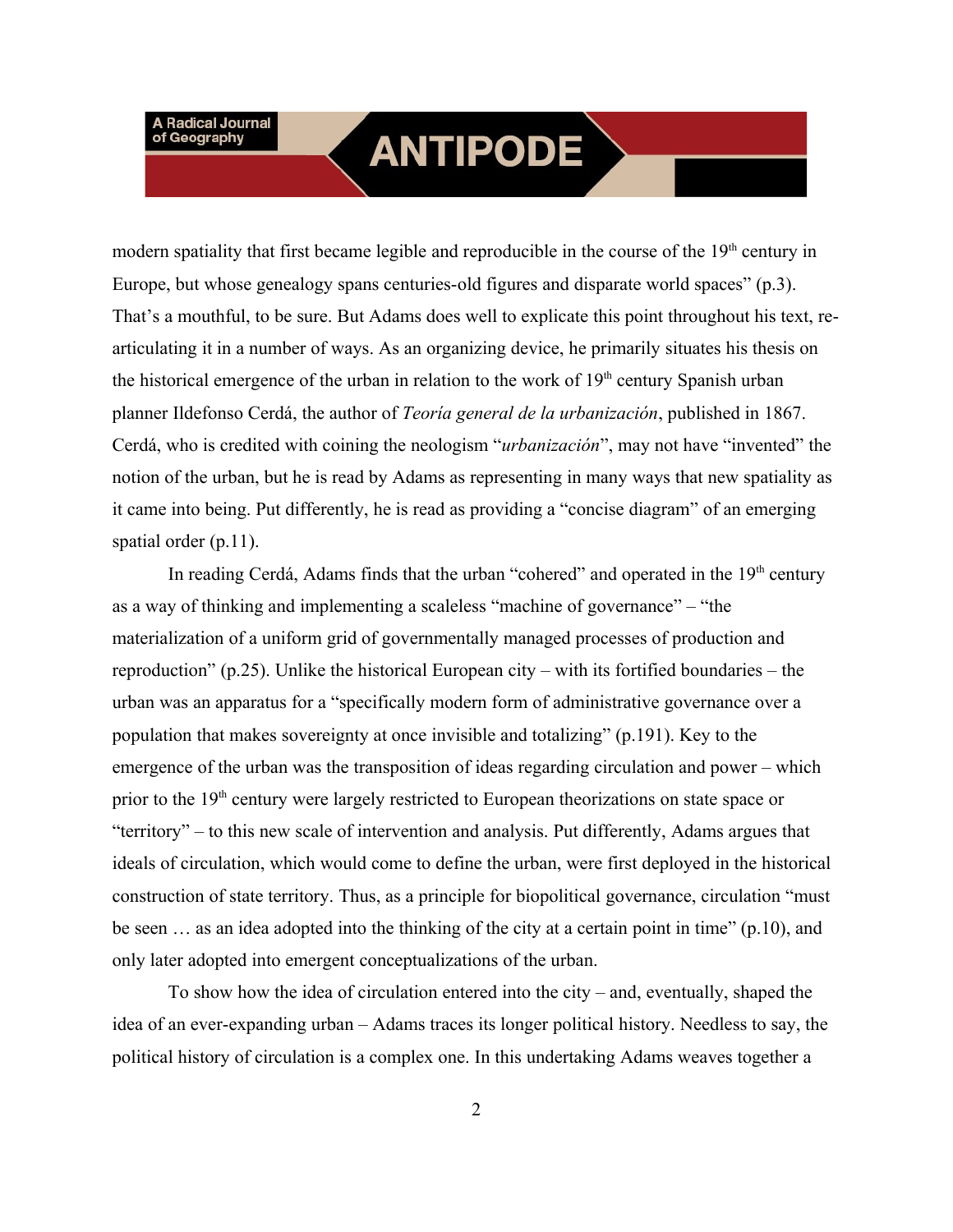modern spatiality that first became legible and reproducible in the course of the 19th century in Europe, but whose genealogy spans centuries-old figures and disparate world spaces" (p.3). That's a mouthful, to be sure. But Adams does well to explicate this point throughout his text, re-articulating it in a number of ways. As an organizing device, he primarily situates his thesis on the historical emergence of the urban in relation to the work of 19th century Spanish urban planner Ildefonso Cerdá, the author of *Teoría general de la urbanización*, published in 1867. Cerdá, who is credited with coining the neologism "*urbanización*", may not have "invented" the notion of the urban, but he is read by Adams as representing in many ways that new spatiality as it came into being. Put differently, he is read as providing a "concise diagram" of an emerging spatial order (p.11).

In reading Cerdá, Adams finds that the urban "cohered" and operated in the 19th century as a way of thinking and implementing a scaleless "machine of governance" – "the materialization of a uniform grid of governmentally managed processes of production and reproduction" (p.25). Unlike the historical European city – with its fortified boundaries – the urban was an apparatus for a "specifically modern form of administrative governance over a population that makes sovereignty at once invisible and totalizing" (p.191). Key to the emergence of the urban was the transposition of ideas regarding circulation and power – which prior to the 19th century were largely restricted to European theorizations on state space or "territory" – to this new scale of intervention and analysis. Put differently, Adams argues that ideals of circulation, which would come to define the urban, were first deployed in the historical construction of state territory. Thus, as a principle for biopolitical governance, circulation "must be seen … as an idea adopted into the thinking of the city at a certain point in time" (p.10), and only later adopted into emergent conceptualizations of the urban.

To show how the idea of circulation entered into the city – and, eventually, shaped the idea of an ever-expanding urban – Adams traces its longer political history. Needless to say, the political history of circulation is a complex one. In this undertaking Adams weaves together a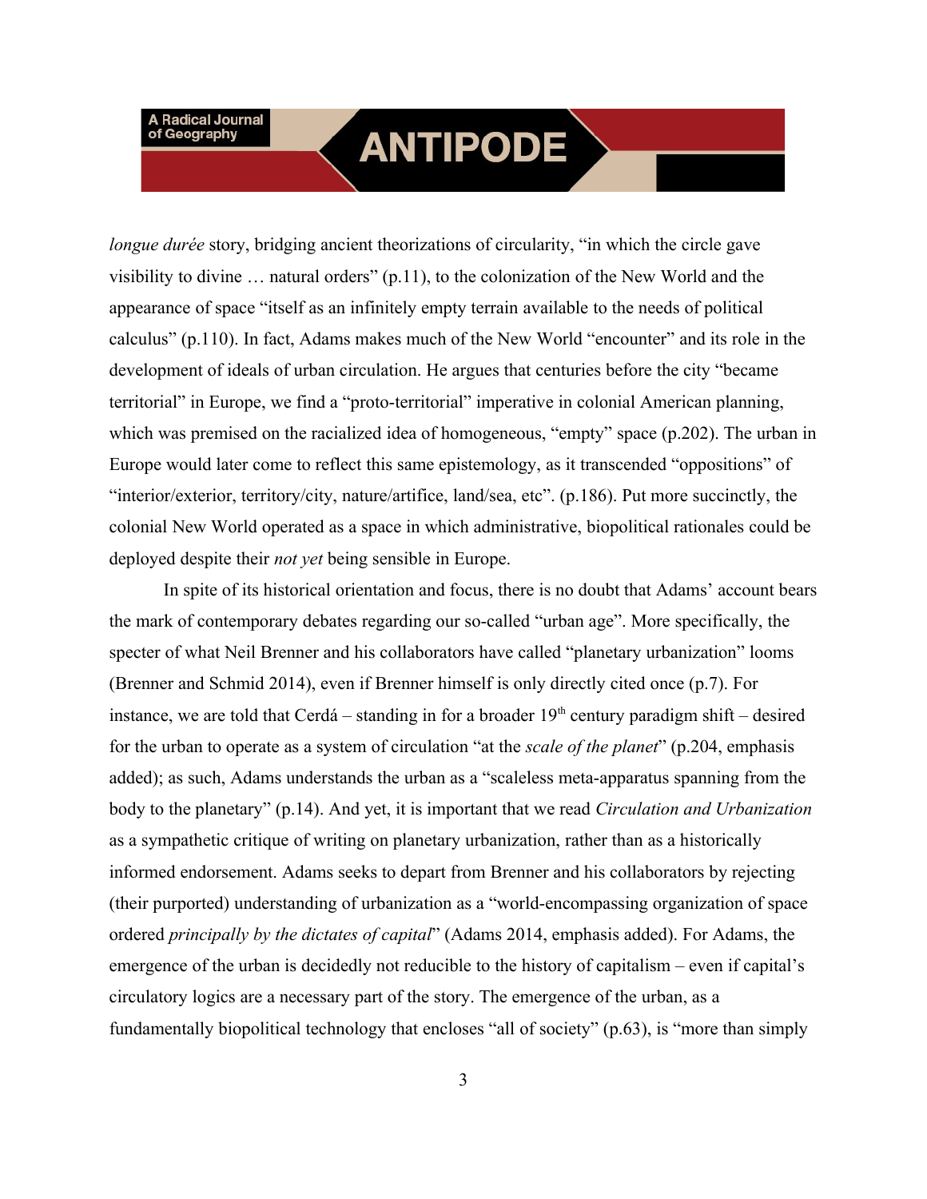*longue durée* story, bridging ancient theorizations of circularity, "in which the circle gave visibility to divine … natural orders" (p.11), to the colonization of the New World and the appearance of space "itself as an infinitely empty terrain available to the needs of political calculus" (p.110). In fact, Adams makes much of the New World "encounter" and its role in the development of ideals of urban circulation. He argues that centuries before the city "became territorial" in Europe, we find a "proto-territorial" imperative in colonial American planning, which was premised on the racialized idea of homogeneous, "empty" space (p.202). The urban in Europe would later come to reflect this same epistemology, as it transcended "oppositions" of "interior/exterior, territory/city, nature/artifice, land/sea, etc". (p.186). Put more succinctly, the colonial New World operated as a space in which administrative, biopolitical rationales could be deployed despite their *not yet* being sensible in Europe.

In spite of its historical orientation and focus, there is no doubt that Adams' account bears the mark of contemporary debates regarding our so-called "urban age". More specifically, the specter of what Neil Brenner and his collaborators have called "planetary urbanization" looms (Brenner and Schmid 2014), even if Brenner himself is only directly cited once (p.7). For instance, we are told that Cerdá – standing in for a broader 19th century paradigm shift – desired for the urban to operate as a system of circulation "at the *scale of the planet*" (p.204, emphasis added); as such, Adams understands the urban as a "scaleless meta-apparatus spanning from the body to the planetary" (p.14). And yet, it is important that we read *Circulation and Urbanization* as a sympathetic critique of writing on planetary urbanization, rather than as a historically informed endorsement. Adams seeks to depart from Brenner and his collaborators by rejecting (their purported) understanding of urbanization as a "world-encompassing organization of space ordered *principally by the dictates of capital*" (Adams 2014, emphasis added). For Adams, the emergence of the urban is decidedly not reducible to the history of capitalism – even if capital's circulatory logics are a necessary part of the story. The emergence of the urban, as a fundamentally biopolitical technology that encloses "all of society" (p.63), is "more than simply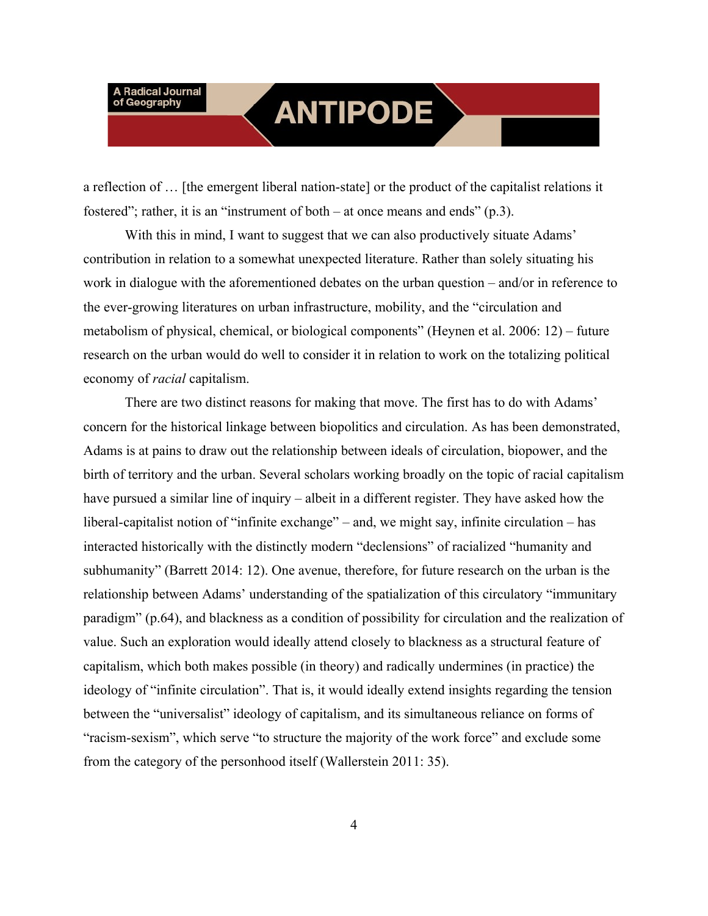a reflection of … [the emergent liberal nation-state] or the product of the capitalist relations it fostered"; rather, it is an "instrument of both – at once means and ends" (p.3).

With this in mind, I want to suggest that we can also productively situate Adams' contribution in relation to a somewhat unexpected literature. Rather than solely situating his work in dialogue with the aforementioned debates on the urban question – and/or in reference to the ever-growing literatures on urban infrastructure, mobility, and the "circulation and metabolism of physical, chemical, or biological components" (Heynen et al. 2006: 12) – future research on the urban would do well to consider it in relation to work on the totalizing political economy of *racial* capitalism.

There are two distinct reasons for making that move. The first has to do with Adams' concern for the historical linkage between biopolitics and circulation. As has been demonstrated, Adams is at pains to draw out the relationship between ideals of circulation, biopower, and the birth of territory and the urban. Several scholars working broadly on the topic of racial capitalism have pursued a similar line of inquiry – albeit in a different register. They have asked how the liberal-capitalist notion of "infinite exchange" – and, we might say, infinite circulation – has interacted historically with the distinctly modern "declensions" of racialized "humanity and subhumanity" (Barrett 2014: 12). One avenue, therefore, for future research on the urban is the relationship between Adams' understanding of the spatialization of this circulatory "immunitary paradigm" (p.64), and blackness as a condition of possibility for circulation and the realization of value. Such an exploration would ideally attend closely to blackness as a structural feature of capitalism, which both makes possible (in theory) and radically undermines (in practice) the ideology of "infinite circulation". That is, it would ideally extend insights regarding the tension between the "universalist" ideology of capitalism, and its simultaneous reliance on forms of "racism-sexism", which serve "to structure the majority of the work force" and exclude some from the category of the personhood itself (Wallerstein 2011: 35).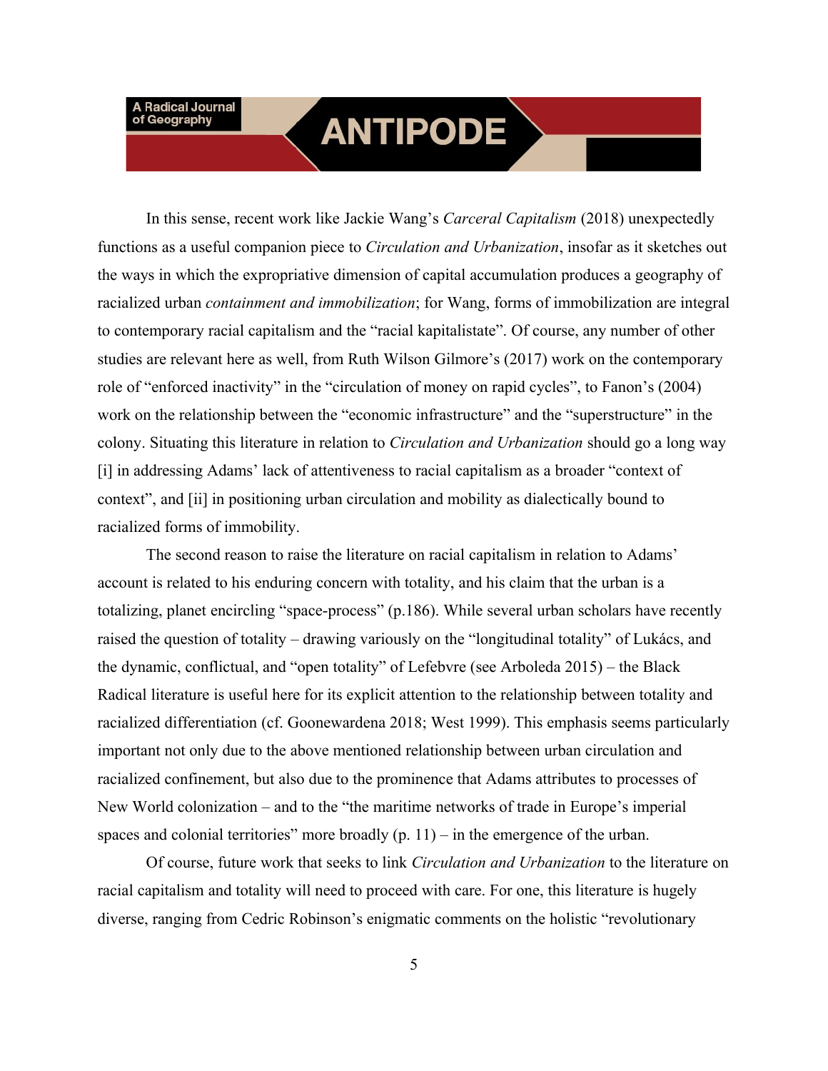In this sense, recent work like Jackie Wang's *Carceral Capitalism* (2018) unexpectedly functions as a useful companion piece to *Circulation and Urbanization*, insofar as it sketches out the ways in which the expropriative dimension of capital accumulation produces a geography of racialized urban *containment and immobilization*; for Wang, forms of immobilization are integral to contemporary racial capitalism and the "racial kapitalistate". Of course, any number of other studies are relevant here as well, from Ruth Wilson Gilmore's (2017) work on the contemporary role of "enforced inactivity" in the "circulation of money on rapid cycles", to Fanon's (2004) work on the relationship between the "economic infrastructure" and the "superstructure" in the colony. Situating this literature in relation to *Circulation and Urbanization* should go a long way [i] in addressing Adams' lack of attentiveness to racial capitalism as a broader "context of context", and [ii] in positioning urban circulation and mobility as dialectically bound to racialized forms of immobility.

The second reason to raise the literature on racial capitalism in relation to Adams' account is related to his enduring concern with totality, and his claim that the urban is a totalizing, planet encircling "space-process" (p.186). While several urban scholars have recently raised the question of totality – drawing variously on the "longitudinal totality" of Lukács, and the dynamic, conflictual, and "open totality" of Lefebvre (see Arboleda 2015) – the Black Radical literature is useful here for its explicit attention to the relationship between totality and racialized differentiation (cf. Goonewardena 2018; West 1999). This emphasis seems particularly important not only due to the above mentioned relationship between urban circulation and racialized confinement, but also due to the prominence that Adams attributes to processes of New World colonization – and to the "the maritime networks of trade in Europe's imperial spaces and colonial territories" more broadly (p. 11) – in the emergence of the urban.

Of course, future work that seeks to link *Circulation and Urbanization* to the literature on racial capitalism and totality will need to proceed with care. For one, this literature is hugely diverse, ranging from Cedric Robinson's enigmatic comments on the holistic "revolutionary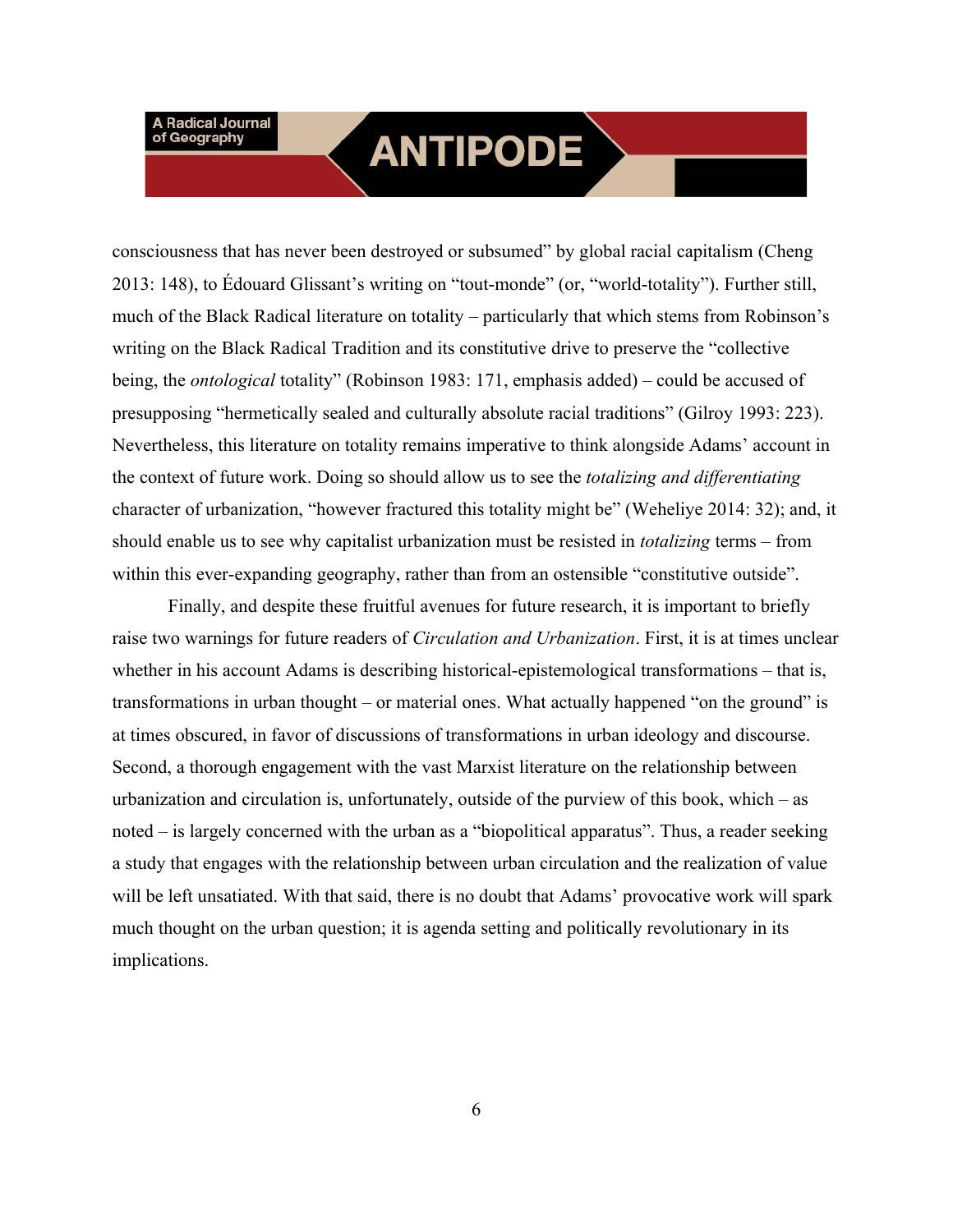consciousness that has never been destroyed or subsumed" by global racial capitalism (Cheng 2013: 148), to Édouard Glissant's writing on "tout-monde" (or, "world-totality"). Further still, much of the Black Radical literature on totality – particularly that which stems from Robinson's writing on the Black Radical Tradition and its constitutive drive to preserve the "collective being, the *ontological* totality" (Robinson 1983: 171, emphasis added) – could be accused of presupposing "hermetically sealed and culturally absolute racial traditions" (Gilroy 1993: 223). Nevertheless, this literature on totality remains imperative to think alongside Adams' account in the context of future work. Doing so should allow us to see the *totalizing and differentiating* character of urbanization, "however fractured this totality might be" (Weheliye 2014: 32); and, it should enable us to see why capitalist urbanization must be resisted in *totalizing* terms – from within this ever-expanding geography, rather than from an ostensible "constitutive outside".

Finally, and despite these fruitful avenues for future research, it is important to briefly raise two warnings for future readers of *Circulation and Urbanization*. First, it is at times unclear whether in his account Adams is describing historical-epistemological transformations – that is, transformations in urban thought – or material ones. What actually happened "on the ground" is at times obscured, in favor of discussions of transformations in urban ideology and discourse. Second, a thorough engagement with the vast Marxist literature on the relationship between urbanization and circulation is, unfortunately, outside of the purview of this book, which – as noted – is largely concerned with the urban as a "biopolitical apparatus". Thus, a reader seeking a study that engages with the relationship between urban circulation and the realization of value will be left unsatiated. With that said, there is no doubt that Adams' provocative work will spark much thought on the urban question; it is agenda setting and politically revolutionary in its implications.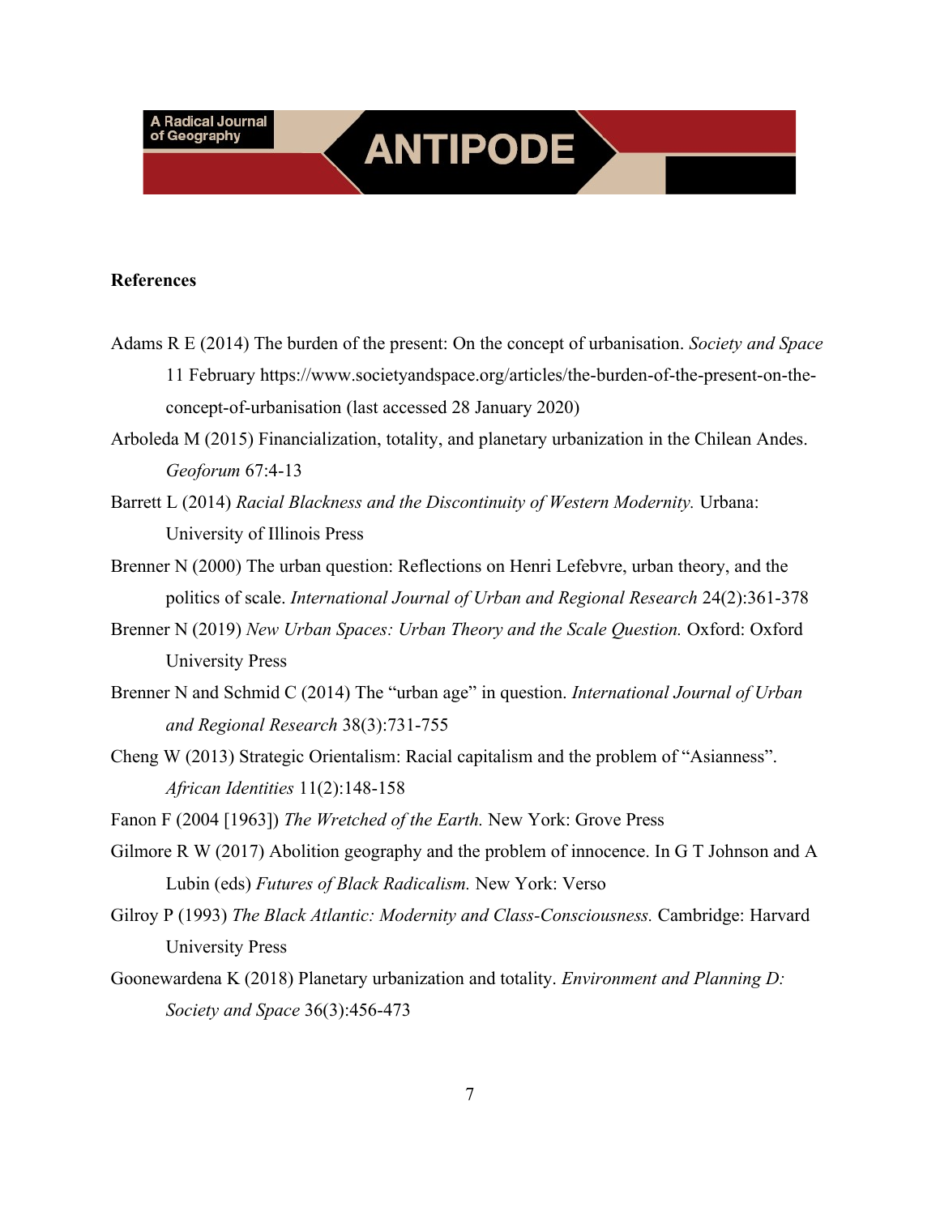**References**

Adams R E (2014) The burden of the present: On the concept of urbanisation. *Society and Space* 11 February https://www.societyandspace.org/articles/the-burden-of-the-present-on-the-concept-of-urbanisation (last accessed 28 January 2020)

Arboleda M (2015) Financialization, totality, and planetary urbanization in the Chilean Andes. *Geoforum* 67:4-13

Barrett L (2014) *Racial Blackness and the Discontinuity of Western Modernity.* Urbana: University of Illinois Press

Brenner N (2000) The urban question: Reflections on Henri Lefebvre, urban theory, and the politics of scale. *International Journal of Urban and Regional Research* 24(2):361-378

Brenner N (2019) *New Urban Spaces: Urban Theory and the Scale Question.* Oxford: Oxford University Press

Brenner N and Schmid C (2014) The "urban age" in question. *International Journal of Urban and Regional Research* 38(3):731-755

Cheng W (2013) Strategic Orientalism: Racial capitalism and the problem of "Asianness". *African Identities* 11(2):148-158

Fanon F (2004 [1963]) *The Wretched of the Earth.* New York: Grove Press

Gilmore R W (2017) Abolition geography and the problem of innocence. In G T Johnson and A Lubin (eds) *Futures of Black Radicalism.* New York: Verso

Gilroy P (1993) *The Black Atlantic: Modernity and Class-Consciousness.* Cambridge: Harvard University Press

Goonewardena K (2018) Planetary urbanization and totality. *Environment and Planning D: Society and Space* 36(3):456-473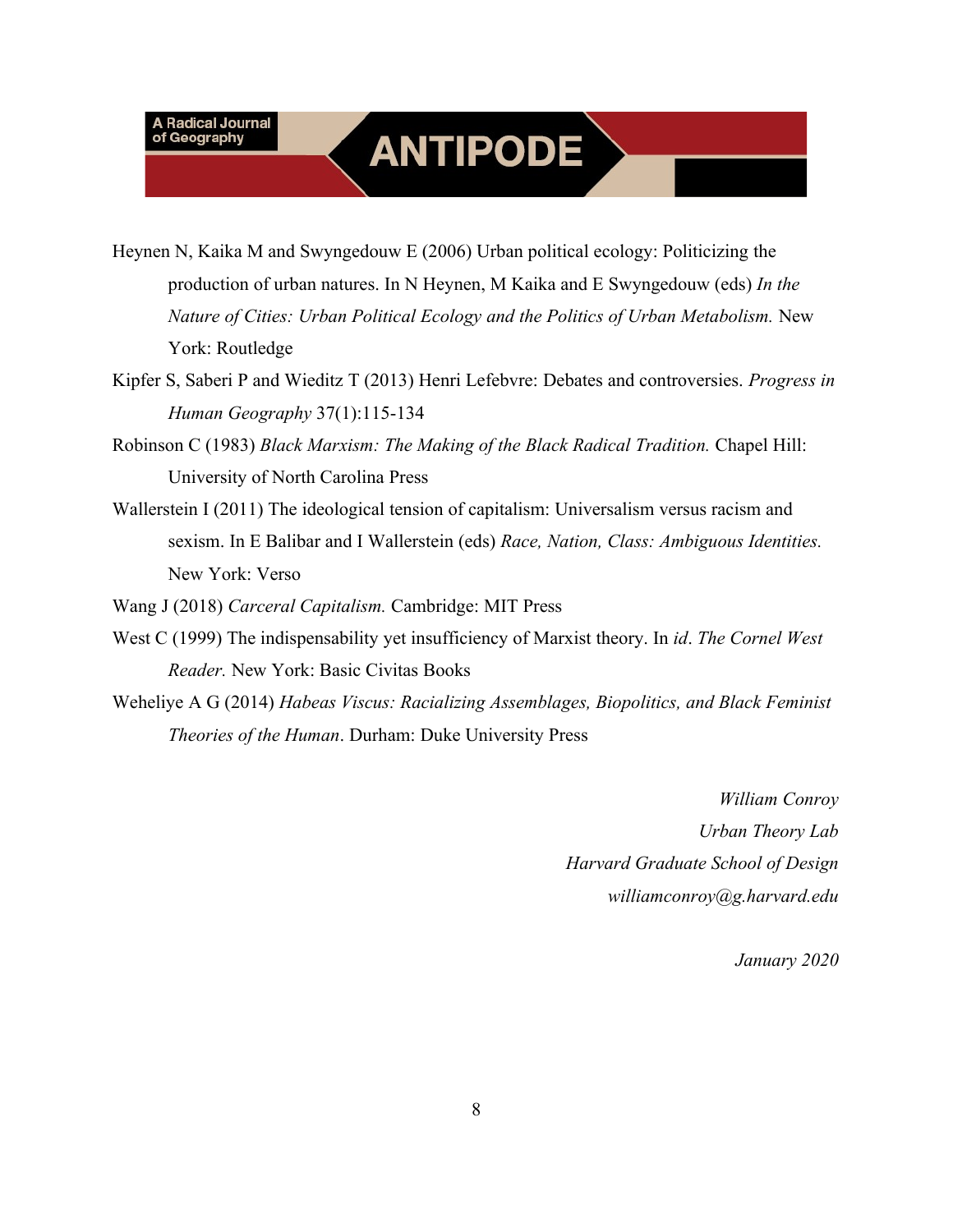Heynen N, Kaika M and Swyngedouw E (2006) Urban political ecology: Politicizing the production of urban natures. In N Heynen, M Kaika and E Swyngedouw (eds) *In the Nature of Cities: Urban Political Ecology and the Politics of Urban Metabolism.* New York: Routledge

Kipfer S, Saberi P and Wieditz T (2013) Henri Lefebvre: Debates and controversies. *Progress in Human Geography* 37(1):115-134

Robinson C (1983) *Black Marxism: The Making of the Black Radical Tradition.* Chapel Hill: University of North Carolina Press

Wallerstein I (2011) The ideological tension of capitalism: Universalism versus racism and sexism. In E Balibar and I Wallerstein (eds) *Race, Nation, Class: Ambiguous Identities.* New York: Verso

Wang J (2018) *Carceral Capitalism.* Cambridge: MIT Press

West C (1999) The indispensability yet insufficiency of Marxist theory. In *id*. *The Cornel West Reader.* New York: Basic Civitas Books

Weheliye A G (2014) *Habeas Viscus: Racializing Assemblages, Biopolitics, and Black Feminist Theories of the Human*. Durham: Duke University Press

*William Conroy*
*Urban Theory Lab*
*Harvard Graduate School of Design*
*williamconroy@g.harvard.edu*

*January 2020*